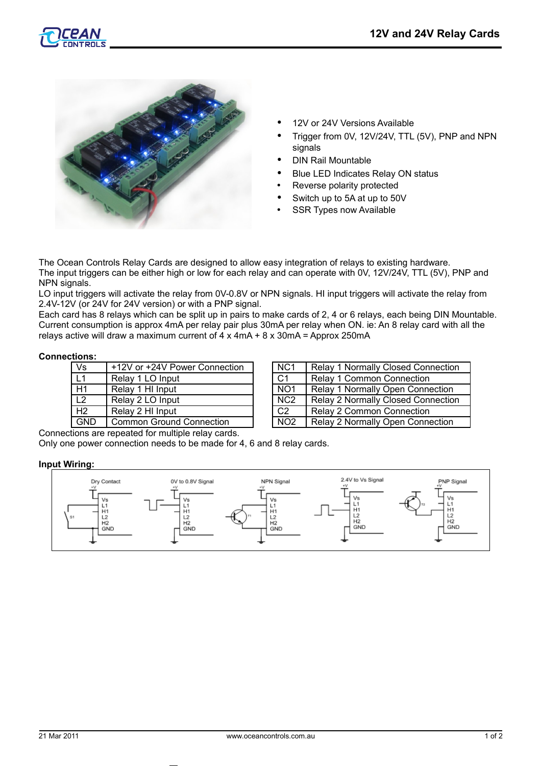# 12V and 24V Relay Cards

- 12V or 24V Versions Available
- Trigger from 0V, 12V/24V, TTL (5V), PNP and NPN signals
- DIN Rail Mountable
- Blue LED Indicates Relay ON status
- Reverse polarity protected
- Switch up to 5A at up to 50V
- SSR Types now Available

The Ocean Controls Relay Cards are designed to allow easy integration of relays to existing hardware.
The input triggers can be either high or low for each relay and can operate with 0V, 12V/24V, TTL (5V), PNP and NPN signals.
LO input triggers will activate the relay from 0V-0.8V or NPN signals. HI input triggers will activate the relay from 2.4V-12V (or 24V for 24V version) or with a PNP signal.
Each card has 8 relays which can be split up in pairs to make cards of 2, 4 or 6 relays, each being DIN Mountable.
Current consumption is approx 4mA per relay pair plus 30mA per relay when ON. ie: An 8 relay card with all the relays active will draw a maximum current of 4 x 4mA + 8 x 30mA = Approx 250mA

**Connections:**

| Vs | +12V or +24V Power Connection |
|---|---|
| L1 | Relay 1 LO Input |
| H1 | Relay 1 HI Input |
| L2 | Relay 2 LO Input |
| H2 | Relay 2 HI Input |
| GND | Common Ground Connection |

| NC1 | Relay 1 Normally Closed Connection |
|---|---|
| C1 | Relay 1 Common Connection |
| NO1 | Relay 1 Normally Open Connection |
| NC2 | Relay 2 Normally Closed Connection |
| C2 | Relay 2 Common Connection |
| NO2 | Relay 2 Normally Open Connection |

Connections are repeated for multiple relay cards.
Only one power connection needs to be made for 4, 6 and 8 relay cards.

**Input Wiring:**

Dry Contact | 0V to 0.8V Signal | NPN Signal | 2.4V to Vs Signal | PNP Signal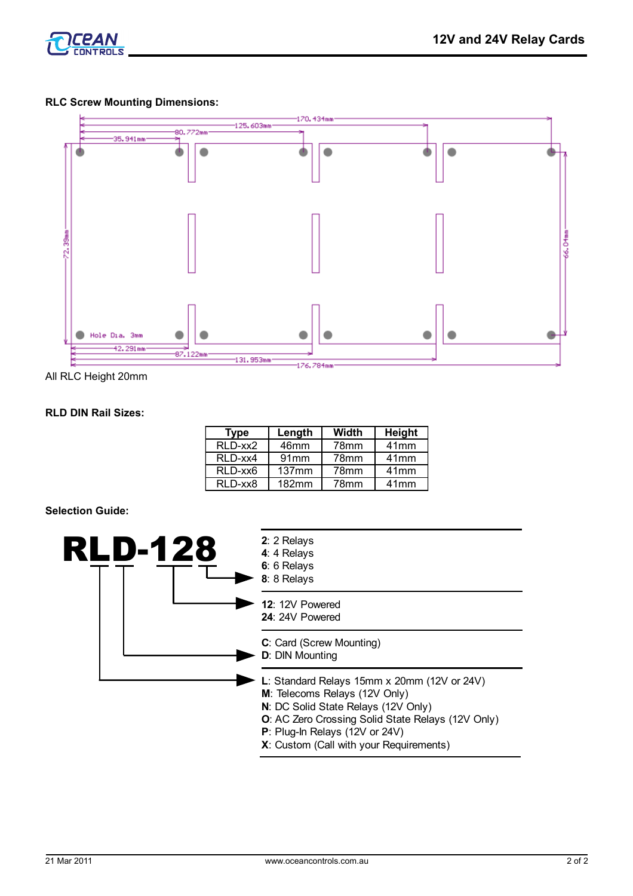**RLC Screw Mounting Dimensions:**

170.434mm
125.603mm
80.772mm
35.941mm
72.39mm
66.04mm
Hole Dia. 3mm
42.291mm
87.122mm
131.953mm
176.784mm

All RLC Height 20mm

**RLD DIN Rail Sizes:**

| Type | Length | Width | Height |
|---|---|---|---|
| RLD-xx2 | 46mm | 78mm | 41mm |
| RLD-xx4 | 91mm | 78mm | 41mm |
| RLD-xx6 | 137mm | 78mm | 41mm |
| RLD-xx8 | 182mm | 78mm | 41mm |

**Selection Guide:**

**RLD-128**

**2**: 2 Relays
**4**: 4 Relays
**6**: 6 Relays
**8**: 8 Relays

**12**: 12V Powered
**24**: 24V Powered

**C**: Card (Screw Mounting)
**D**: DIN Mounting

**L**: Standard Relays 15mm x 20mm (12V or 24V)
**M**: Telecoms Relays (12V Only)
**N**: DC Solid State Relays (12V Only)
**O**: AC Zero Crossing Solid State Relays (12V Only)
**P**: Plug-In Relays (12V or 24V)
**X**: Custom (Call with your Requirements)